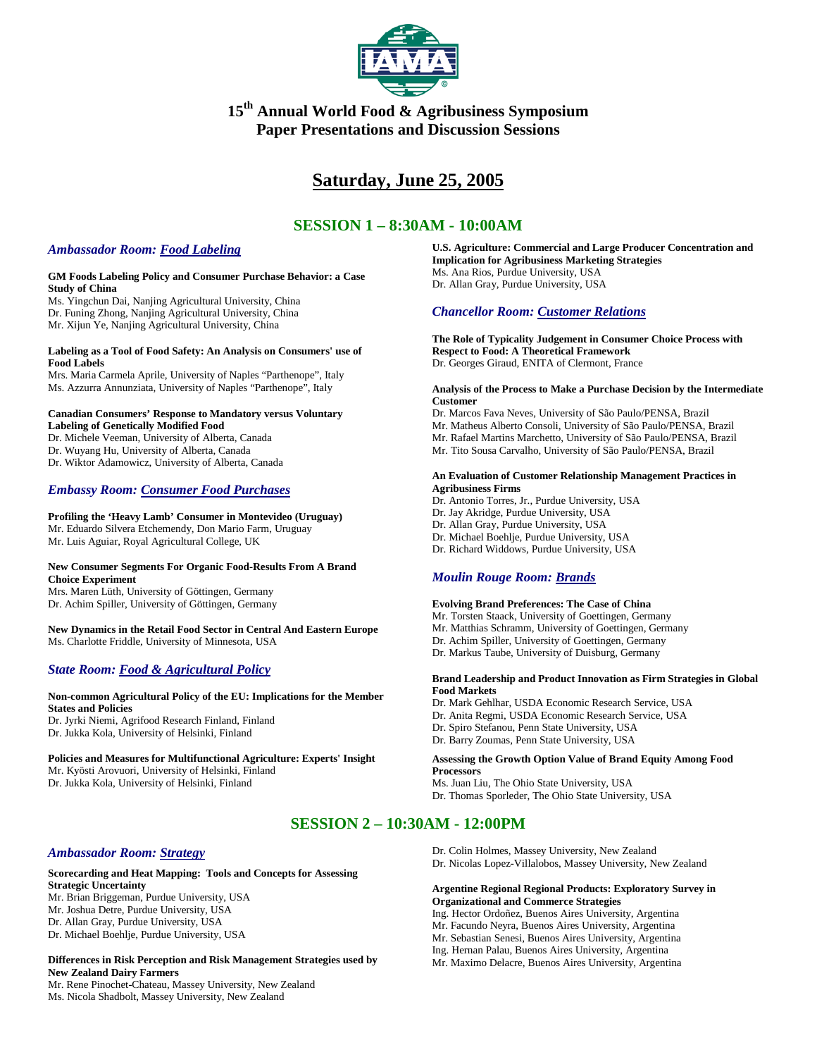# 15th Annual World Food & Agribusiness Symposium
# Paper Presentations and Discussion Sessions

## Saturday, June 25, 2005

## SESSION 1 – 8:30AM - 10:00AM

### *Ambassador Room: Food Labeling*

**GM Foods Labeling Policy and Consumer Purchase Behavior: a Case Study of China**
Ms. Yingchun Dai, Nanjing Agricultural University, China
Dr. Funing Zhong, Nanjing Agricultural University, China
Mr. Xijun Ye, Nanjing Agricultural University, China

**Labeling as a Tool of Food Safety: An Analysis on Consumers' use of Food Labels**
Mrs. Maria Carmela Aprile, University of Naples "Parthenope", Italy
Ms. Azzurra Annunziata, University of Naples "Parthenope", Italy

**Canadian Consumers' Response to Mandatory versus Voluntary Labeling of Genetically Modified Food**
Dr. Michele Veeman, University of Alberta, Canada
Dr. Wuyang Hu, University of Alberta, Canada
Dr. Wiktor Adamowicz, University of Alberta, Canada

### *Embassy Room: Consumer Food Purchases*

**Profiling the 'Heavy Lamb' Consumer in Montevideo (Uruguay)**
Mr. Eduardo Silvera Etchemendy, Don Mario Farm, Uruguay
Mr. Luis Aguiar, Royal Agricultural College, UK

**New Consumer Segments For Organic Food-Results From A Brand Choice Experiment**
Mrs. Maren Lüth, University of Göttingen, Germany
Dr. Achim Spiller, University of Göttingen, Germany

**New Dynamics in the Retail Food Sector in Central And Eastern Europe**
Ms. Charlotte Friddle, University of Minnesota, USA

### *State Room: Food & Agricultural Policy*

**Non-common Agricultural Policy of the EU: Implications for the Member States and Policies**
Dr. Jyrki Niemi, Agrifood Research Finland, Finland
Dr. Jukka Kola, University of Helsinki, Finland

**Policies and Measures for Multifunctional Agriculture: Experts' Insight**
Mr. Kyösti Arovuori, University of Helsinki, Finland
Dr. Jukka Kola, University of Helsinki, Finland

**U.S. Agriculture: Commercial and Large Producer Concentration and Implication for Agribusiness Marketing Strategies**
Ms. Ana Rios, Purdue University, USA
Dr. Allan Gray, Purdue University, USA

### *Chancellor Room: Customer Relations*

**The Role of Typicality Judgement in Consumer Choice Process with Respect to Food: A Theoretical Framework**
Dr. Georges Giraud, ENITA of Clermont, France

**Analysis of the Process to Make a Purchase Decision by the Intermediate Customer**
Dr. Marcos Fava Neves, University of São Paulo/PENSA, Brazil
Mr. Matheus Alberto Consoli, University of São Paulo/PENSA, Brazil
Mr. Rafael Martins Marchetto, University of São Paulo/PENSA, Brazil
Mr. Tito Sousa Carvalho, University of São Paulo/PENSA, Brazil

**An Evaluation of Customer Relationship Management Practices in Agribusiness Firms**
Dr. Antonio Torres, Jr., Purdue University, USA
Dr. Jay Akridge, Purdue University, USA
Dr. Allan Gray, Purdue University, USA
Dr. Michael Boehlje, Purdue University, USA
Dr. Richard Widdows, Purdue University, USA

### *Moulin Rouge Room: Brands*

**Evolving Brand Preferences: The Case of China**
Mr. Torsten Staack, University of Goettingen, Germany
Mr. Matthias Schramm, University of Goettingen, Germany
Dr. Achim Spiller, University of Goettingen, Germany
Dr. Markus Taube, University of Duisburg, Germany

**Brand Leadership and Product Innovation as Firm Strategies in Global Food Markets**
Dr. Mark Gehlhar, USDA Economic Research Service, USA
Dr. Anita Regmi, USDA Economic Research Service, USA
Dr. Spiro Stefanou, Penn State University, USA
Dr. Barry Zoumas, Penn State University, USA

**Assessing the Growth Option Value of Brand Equity Among Food Processors**
Ms. Juan Liu, The Ohio State University, USA
Dr. Thomas Sporleder, The Ohio State University, USA

## SESSION 2 – 10:30AM - 12:00PM

### *Ambassador Room: Strategy*

**Scorecarding and Heat Mapping: Tools and Concepts for Assessing Strategic Uncertainty**
Mr. Brian Briggeman, Purdue University, USA
Mr. Joshua Detre, Purdue University, USA
Dr. Allan Gray, Purdue University, USA
Dr. Michael Boehlje, Purdue University, USA

**Differences in Risk Perception and Risk Management Strategies used by New Zealand Dairy Farmers**
Mr. Rene Pinochet-Chateau, Massey University, New Zealand
Ms. Nicola Shadbolt, Massey University, New Zealand
Dr. Colin Holmes, Massey University, New Zealand
Dr. Nicolas Lopez-Villalobos, Massey University, New Zealand

**Argentine Regional Regional Products: Exploratory Survey in Organizational and Commerce Strategies**
Ing. Hector Ordoñez, Buenos Aires University, Argentina
Mr. Facundo Neyra, Buenos Aires University, Argentina
Mr. Sebastian Senesi, Buenos Aires University, Argentina
Ing. Hernan Palau, Buenos Aires University, Argentina
Mr. Maximo Delacre, Buenos Aires University, Argentina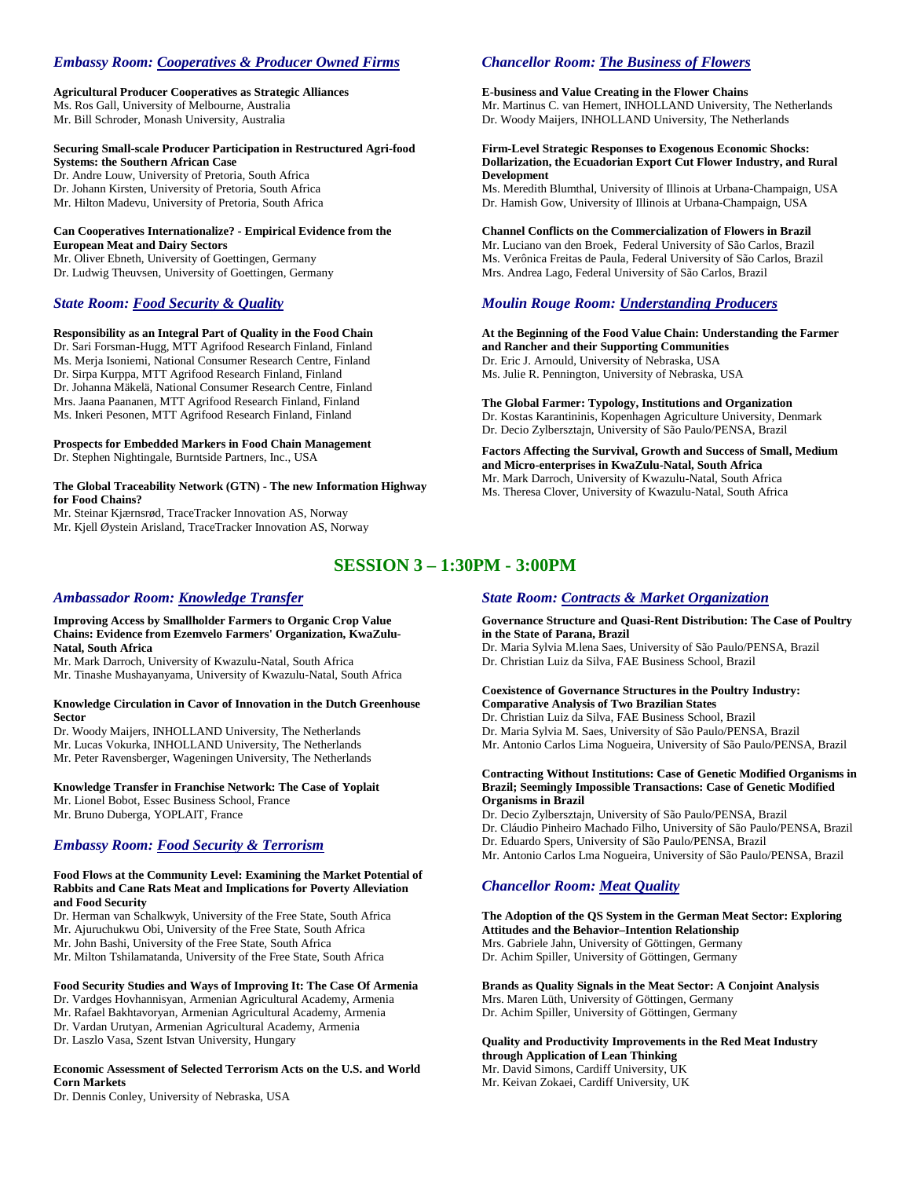### *Embassy Room: Cooperatives & Producer Owned Firms*

**Agricultural Producer Cooperatives as Strategic Alliances**
Ms. Ros Gall, University of Melbourne, Australia
Mr. Bill Schroder, Monash University, Australia

**Securing Small-scale Producer Participation in Restructured Agri-food Systems: the Southern African Case**
Dr. Andre Louw, University of Pretoria, South Africa
Dr. Johann Kirsten, University of Pretoria, South Africa
Mr. Hilton Madevu, University of Pretoria, South Africa

**Can Cooperatives Internationalize? - Empirical Evidence from the European Meat and Dairy Sectors**
Mr. Oliver Ebneth, University of Goettingen, Germany
Dr. Ludwig Theuvsen, University of Goettingen, Germany

### *State Room: Food Security & Quality*

**Responsibility as an Integral Part of Quality in the Food Chain**
Dr. Sari Forsman-Hugg, MTT Agrifood Research Finland, Finland
Ms. Merja Isoniemi, National Consumer Research Centre, Finland
Dr. Sirpa Kurppa, MTT Agrifood Research Finland, Finland
Dr. Johanna Mäkelä, National Consumer Research Centre, Finland
Mrs. Jaana Paananen, MTT Agrifood Research Finland, Finland
Ms. Inkeri Pesonen, MTT Agrifood Research Finland, Finland

**Prospects for Embedded Markers in Food Chain Management**
Dr. Stephen Nightingale, Burntside Partners, Inc., USA

**The Global Traceability Network (GTN) - The new Information Highway for Food Chains?**
Mr. Steinar Kjærnsrød, TraceTracker Innovation AS, Norway
Mr. Kjell Øystein Arisland, TraceTracker Innovation AS, Norway

### *Chancellor Room: The Business of Flowers*

**E-business and Value Creating in the Flower Chains**
Mr. Martinus C. van Hemert, INHOLLAND University, The Netherlands
Dr. Woody Maijers, INHOLLAND University, The Netherlands

**Firm-Level Strategic Responses to Exogenous Economic Shocks: Dollarization, the Ecuadorian Export Cut Flower Industry, and Rural Development**
Ms. Meredith Blumthal, University of Illinois at Urbana-Champaign, USA
Dr. Hamish Gow, University of Illinois at Urbana-Champaign, USA

**Channel Conflicts on the Commercialization of Flowers in Brazil**
Mr. Luciano van den Broek, Federal University of São Carlos, Brazil
Ms. Verônica Freitas de Paula, Federal University of São Carlos, Brazil
Mrs. Andrea Lago, Federal University of São Carlos, Brazil

### *Moulin Rouge Room: Understanding Producers*

**At the Beginning of the Food Value Chain: Understanding the Farmer and Rancher and their Supporting Communities**
Dr. Eric J. Arnould, University of Nebraska, USA
Ms. Julie R. Pennington, University of Nebraska, USA

**The Global Farmer: Typology, Institutions and Organization**
Dr. Kostas Karantininis, Kopenhagen Agriculture University, Denmark
Dr. Decio Zylbersztajn, University of São Paulo/PENSA, Brazil

**Factors Affecting the Survival, Growth and Success of Small, Medium and Micro-enterprises in KwaZulu-Natal, South Africa**
Mr. Mark Darroch, University of Kwazulu-Natal, South Africa
Ms. Theresa Clover, University of Kwazulu-Natal, South Africa

## SESSION 3 – 1:30PM - 3:00PM

### *Ambassador Room: Knowledge Transfer*

**Improving Access by Smallholder Farmers to Organic Crop Value Chains: Evidence from Ezemvelo Farmers' Organization, KwaZulu-Natal, South Africa**
Mr. Mark Darroch, University of Kwazulu-Natal, South Africa
Mr. Tinashe Mushayanyama, University of Kwazulu-Natal, South Africa

**Knowledge Circulation in Cavor of Innovation in the Dutch Greenhouse Sector**
Dr. Woody Maijers, INHOLLAND University, The Netherlands
Mr. Lucas Vokurka, INHOLLAND University, The Netherlands
Mr. Peter Ravensberger, Wageningen University, The Netherlands

**Knowledge Transfer in Franchise Network: The Case of Yoplait**
Mr. Lionel Bobot, Essec Business School, France
Mr. Bruno Duberga, YOPLAIT, France

### *Embassy Room: Food Security & Terrorism*

**Food Flows at the Community Level: Examining the Market Potential of Rabbits and Cane Rats Meat and Implications for Poverty Alleviation and Food Security**
Dr. Herman van Schalkwyk, University of the Free State, South Africa
Mr. Ajuruchukwu Obi, University of the Free State, South Africa
Mr. John Bashi, University of the Free State, South Africa
Mr. Milton Tshilamatanda, University of the Free State, South Africa

**Food Security Studies and Ways of Improving It: The Case Of Armenia**
Dr. Vardges Hovhannisyan, Armenian Agricultural Academy, Armenia
Mr. Rafael Bakhtavoryan, Armenian Agricultural Academy, Armenia
Dr. Vardan Urutyan, Armenian Agricultural Academy, Armenia
Dr. Laszlo Vasa, Szent Istvan University, Hungary

**Economic Assessment of Selected Terrorism Acts on the U.S. and World Corn Markets**
Dr. Dennis Conley, University of Nebraska, USA

### *State Room: Contracts & Market Organization*

**Governance Structure and Quasi-Rent Distribution: The Case of Poultry in the State of Parana, Brazil**
Dr. Maria Sylvia M.lena Saes, University of São Paulo/PENSA, Brazil
Dr. Christian Luiz da Silva, FAE Business School, Brazil

**Coexistence of Governance Structures in the Poultry Industry: Comparative Analysis of Two Brazilian States**
Dr. Christian Luiz da Silva, FAE Business School, Brazil
Dr. Maria Sylvia M. Saes, University of São Paulo/PENSA, Brazil
Mr. Antonio Carlos Lima Nogueira, University of São Paulo/PENSA, Brazil

**Contracting Without Institutions: Case of Genetic Modified Organisms in Brazil; Seemingly Impossible Transactions: Case of Genetic Modified Organisms in Brazil**
Dr. Decio Zylbersztajn, University of São Paulo/PENSA, Brazil
Dr. Cláudio Pinheiro Machado Filho, University of São Paulo/PENSA, Brazil
Dr. Eduardo Spers, University of São Paulo/PENSA, Brazil
Mr. Antonio Carlos Lma Nogueira, University of São Paulo/PENSA, Brazil

### *Chancellor Room: Meat Quality*

**The Adoption of the QS System in the German Meat Sector: Exploring Attitudes and the Behavior–Intention Relationship**
Mrs. Gabriele Jahn, University of Göttingen, Germany
Dr. Achim Spiller, University of Göttingen, Germany

**Brands as Quality Signals in the Meat Sector: A Conjoint Analysis**
Mrs. Maren Lüth, University of Göttingen, Germany
Dr. Achim Spiller, University of Göttingen, Germany

**Quality and Productivity Improvements in the Red Meat Industry through Application of Lean Thinking**
Mr. David Simons, Cardiff University, UK
Mr. Keivan Zokaei, Cardiff University, UK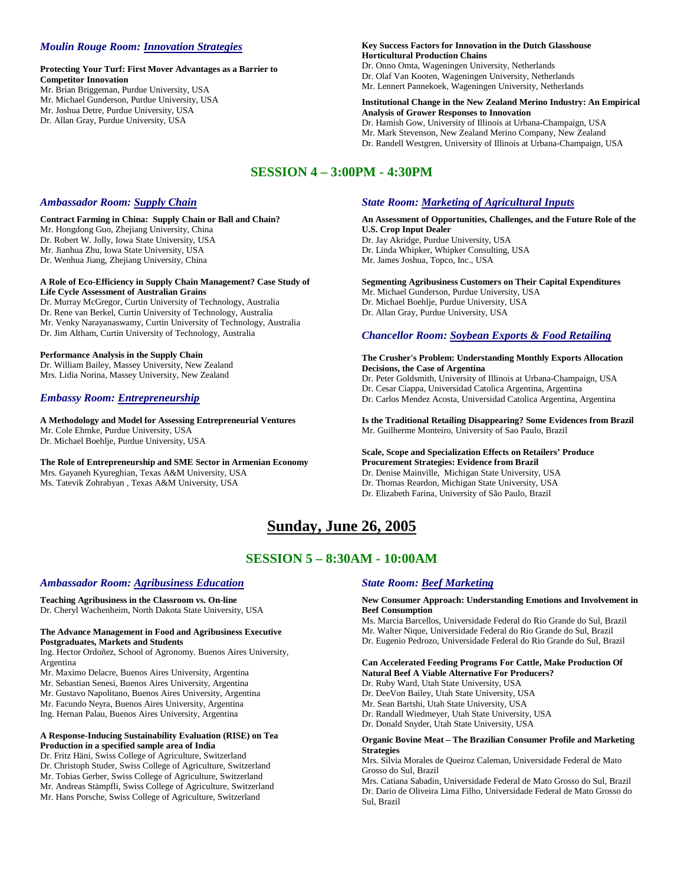### *Moulin Rouge Room: Innovation Strategies*

**Protecting Your Turf: First Mover Advantages as a Barrier to Competitor Innovation**
Mr. Brian Briggeman, Purdue University, USA
Mr. Michael Gunderson, Purdue University, USA
Mr. Joshua Detre, Purdue University, USA
Dr. Allan Gray, Purdue University, USA

**Key Success Factors for Innovation in the Dutch Glasshouse Horticultural Production Chains**
Dr. Onno Omta, Wageningen University, Netherlands
Dr. Olaf Van Kooten, Wageningen University, Netherlands
Mr. Lennert Pannekoek, Wageningen University, Netherlands

**Institutional Change in the New Zealand Merino Industry: An Empirical Analysis of Grower Responses to Innovation**
Dr. Hamish Gow, University of Illinois at Urbana-Champaign, USA
Mr. Mark Stevenson, New Zealand Merino Company, New Zealand
Dr. Randell Westgren, University of Illinois at Urbana-Champaign, USA

## SESSION 4 – 3:00PM - 4:30PM

### *Ambassador Room: Supply Chain*

**Contract Farming in China: Supply Chain or Ball and Chain?**
Mr. Hongdong Guo, Zhejiang University, China
Dr. Robert W. Jolly, Iowa State University, USA
Mr. Jianhua Zhu, Iowa State University, USA
Dr. Wenhua Jiang, Zhejiang University, China

**A Role of Eco-Efficiency in Supply Chain Management? Case Study of Life Cycle Assessment of Australian Grains**
Dr. Murray McGregor, Curtin University of Technology, Australia
Dr. Rene van Berkel, Curtin University of Technology, Australia
Mr. Venky Narayanaswamy, Curtin University of Technology, Australia
Dr. Jim Altham, Curtin University of Technology, Australia

**Performance Analysis in the Supply Chain**
Dr. William Bailey, Massey University, New Zealand
Mrs. Lidia Norina, Massey University, New Zealand

### *Embassy Room: Entrepreneurship*

**A Methodology and Model for Assessing Entrepreneurial Ventures**
Mr. Cole Ehmke, Purdue University, USA
Dr. Michael Boehlje, Purdue University, USA

**The Role of Entrepreneurship and SME Sector in Armenian Economy**
Mrs. Gayaneh Kyureghian, Texas A&M University, USA
Ms. Tatevik Zohrabyan , Texas A&M University, USA

### *State Room: Marketing of Agricultural Inputs*

**An Assessment of Opportunities, Challenges, and the Future Role of the U.S. Crop Input Dealer**
Dr. Jay Akridge, Purdue University, USA
Dr. Linda Whipker, Whipker Consulting, USA
Mr. James Joshua, Topco, Inc., USA

**Segmenting Agribusiness Customers on Their Capital Expenditures**
Mr. Michael Gunderson, Purdue University, USA
Dr. Michael Boehlje, Purdue University, USA
Dr. Allan Gray, Purdue University, USA

### *Chancellor Room: Soybean Exports & Food Retailing*

**The Crusher's Problem: Understanding Monthly Exports Allocation Decisions, the Case of Argentina**
Dr. Peter Goldsmith, University of Illinois at Urbana-Champaign, USA
Dr. Cesar Ciappa, Universidad Catolica Argentina, Argentina
Dr. Carlos Mendez Acosta, Universidad Catolica Argentina, Argentina

**Is the Traditional Retailing Disappearing? Some Evidences from Brazil**
Mr. Guilherme Monteiro, University of Sao Paulo, Brazil

**Scale, Scope and Specialization Effects on Retailers' Produce Procurement Strategies: Evidence from Brazil**
Dr. Denise Mainville, Michigan State University, USA
Dr. Thomas Reardon, Michigan State University, USA
Dr. Elizabeth Farina, University of São Paulo, Brazil

# Sunday, June 26, 2005

## SESSION 5 – 8:30AM - 10:00AM

### *Ambassador Room: Agribusiness Education*

**Teaching Agribusiness in the Classroom vs. On-line**
Dr. Cheryl Wachenheim, North Dakota State University, USA

**The Advance Management in Food and Agribusiness Executive Postgraduates, Markets and Students**
Ing. Hector Ordoñez, School of Agronomy. Buenos Aires University, Argentina
Mr. Maximo Delacre, Buenos Aires University, Argentina
Mr. Sebastian Senesi, Buenos Aires University, Argentina
Mr. Gustavo Napolitano, Buenos Aires University, Argentina
Mr. Facundo Neyra, Buenos Aires University, Argentina
Ing. Hernan Palau, Buenos Aires University, Argentina

**A Response-Inducing Sustainability Evaluation (RISE) on Tea Production in a specified sample area of India**
Dr. Fritz Häni, Swiss College of Agriculture, Switzerland
Dr. Christoph Studer, Swiss College of Agriculture, Switzerland
Mr. Tobias Gerber, Swiss College of Agriculture, Switzerland
Mr. Andreas Stämpfli, Swiss College of Agriculture, Switzerland
Mr. Hans Porsche, Swiss College of Agriculture, Switzerland

### *State Room: Beef Marketing*

**New Consumer Approach: Understanding Emotions and Involvement in Beef Consumption**
Ms. Marcia Barcellos, Universidade Federal do Rio Grande do Sul, Brazil
Mr. Walter Nique, Universidade Federal do Rio Grande do Sul, Brazil
Dr. Eugenio Pedrozo, Universidade Federal do Rio Grande do Sul, Brazil

**Can Accelerated Feeding Programs For Cattle, Make Production Of Natural Beef A Viable Alternative For Producers?**
Dr. Ruby Ward, Utah State University, USA
Dr. DeeVon Bailey, Utah State University, USA
Mr. Sean Bartshi, Utah State University, USA
Dr. Randall Wiedmeyer, Utah State University, USA
Dr. Donald Snyder, Utah State University, USA

**Organic Bovine Meat – The Brazilian Consumer Profile and Marketing Strategies**
Mrs. Silvia Morales de Queiroz Caleman, Universidade Federal de Mato Grosso do Sul, Brazil
Mrs. Catiana Sabadin, Universidade Federal de Mato Grosso do Sul, Brazil
Dr. Dario de Oliveira Lima Filho, Universidade Federal de Mato Grosso do Sul, Brazil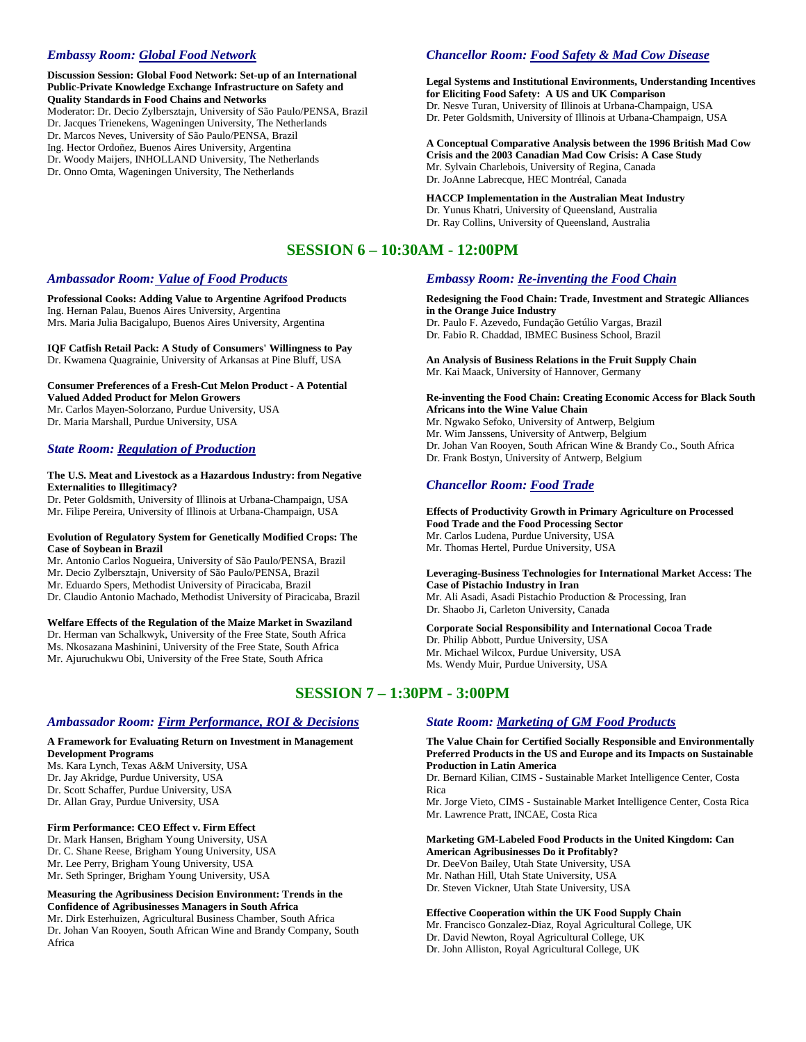### *Embassy Room: Global Food Network*

**Discussion Session: Global Food Network: Set-up of an International Public-Private Knowledge Exchange Infrastructure on Safety and Quality Standards in Food Chains and Networks**
Moderator: Dr. Decio Zylbersztajn, University of São Paulo/PENSA, Brazil
Dr. Jacques Trienekens, Wageningen University, The Netherlands
Dr. Marcos Neves, University of São Paulo/PENSA, Brazil
Ing. Hector Ordoñez, Buenos Aires University, Argentina
Dr. Woody Maijers, INHOLLAND University, The Netherlands
Dr. Onno Omta, Wageningen University, The Netherlands

### *Chancellor Room: Food Safety & Mad Cow Disease*

**Legal Systems and Institutional Environments, Understanding Incentives for Eliciting Food Safety: A US and UK Comparison**
Dr. Nesve Turan, University of Illinois at Urbana-Champaign, USA
Dr. Peter Goldsmith, University of Illinois at Urbana-Champaign, USA

**A Conceptual Comparative Analysis between the 1996 British Mad Cow Crisis and the 2003 Canadian Mad Cow Crisis: A Case Study**
Mr. Sylvain Charlebois, University of Regina, Canada
Dr. JoAnne Labrecque, HEC Montréal, Canada

**HACCP Implementation in the Australian Meat Industry**
Dr. Yunus Khatri, University of Queensland, Australia
Dr. Ray Collins, University of Queensland, Australia

## SESSION 6 – 10:30AM - 12:00PM

### *Ambassador Room: Value of Food Products*

**Professional Cooks: Adding Value to Argentine Agrifood Products**
Ing. Hernan Palau, Buenos Aires University, Argentina
Mrs. Maria Julia Bacigalupo, Buenos Aires University, Argentina

**IQF Catfish Retail Pack: A Study of Consumers' Willingness to Pay**
Dr. Kwamena Quagrainie, University of Arkansas at Pine Bluff, USA

**Consumer Preferences of a Fresh-Cut Melon Product - A Potential Valued Added Product for Melon Growers**
Mr. Carlos Mayen-Solorzano, Purdue University, USA
Dr. Maria Marshall, Purdue University, USA

### *State Room: Regulation of Production*

**The U.S. Meat and Livestock as a Hazardous Industry: from Negative Externalities to Illegitimacy?**
Dr. Peter Goldsmith, University of Illinois at Urbana-Champaign, USA
Mr. Filipe Pereira, University of Illinois at Urbana-Champaign, USA

**Evolution of Regulatory System for Genetically Modified Crops: The Case of Soybean in Brazil**
Mr. Antonio Carlos Nogueira, University of São Paulo/PENSA, Brazil
Mr. Decio Zylbersztajn, University of São Paulo/PENSA, Brazil
Mr. Eduardo Spers, Methodist University of Piracicaba, Brazil
Dr. Claudio Antonio Machado, Methodist University of Piracicaba, Brazil

**Welfare Effects of the Regulation of the Maize Market in Swaziland**
Dr. Herman van Schalkwyk, University of the Free State, South Africa
Ms. Nkosazana Mashinini, University of the Free State, South Africa
Mr. Ajuruchukwu Obi, University of the Free State, South Africa

### *Embassy Room: Re-inventing the Food Chain*

**Redesigning the Food Chain: Trade, Investment and Strategic Alliances in the Orange Juice Industry**
Dr. Paulo F. Azevedo, Fundação Getúlio Vargas, Brazil
Dr. Fabio R. Chaddad, IBMEC Business School, Brazil

**An Analysis of Business Relations in the Fruit Supply Chain**
Mr. Kai Maack, University of Hannover, Germany

**Re-inventing the Food Chain: Creating Economic Access for Black South Africans into the Wine Value Chain**
Mr. Ngwako Sefoko, University of Antwerp, Belgium
Mr. Wim Janssens, University of Antwerp, Belgium
Dr. Johan Van Rooyen, South African Wine & Brandy Co., South Africa
Dr. Frank Bostyn, University of Antwerp, Belgium

### *Chancellor Room: Food Trade*

**Effects of Productivity Growth in Primary Agriculture on Processed Food Trade and the Food Processing Sector**
Mr. Carlos Ludena, Purdue University, USA
Mr. Thomas Hertel, Purdue University, USA

**Leveraging-Business Technologies for International Market Access: The Case of Pistachio Industry in Iran**
Mr. Ali Asadi, Asadi Pistachio Production & Processing, Iran
Dr. Shaobo Ji, Carleton University, Canada

**Corporate Social Responsibility and International Cocoa Trade**
Dr. Philip Abbott, Purdue University, USA
Mr. Michael Wilcox, Purdue University, USA
Ms. Wendy Muir, Purdue University, USA

## SESSION 7 – 1:30PM - 3:00PM

### *Ambassador Room: Firm Performance, ROI & Decisions*

**A Framework for Evaluating Return on Investment in Management Development Programs**
Ms. Kara Lynch, Texas A&M University, USA
Dr. Jay Akridge, Purdue University, USA
Dr. Scott Schaffer, Purdue University, USA
Dr. Allan Gray, Purdue University, USA

**Firm Performance: CEO Effect v. Firm Effect**
Dr. Mark Hansen, Brigham Young University, USA
Dr. C. Shane Reese, Brigham Young University, USA
Mr. Lee Perry, Brigham Young University, USA
Mr. Seth Springer, Brigham Young University, USA

**Measuring the Agribusiness Decision Environment: Trends in the Confidence of Agribusinesses Managers in South Africa**
Mr. Dirk Esterhuizen, Agricultural Business Chamber, South Africa
Dr. Johan Van Rooyen, South African Wine and Brandy Company, South Africa

### *State Room: Marketing of GM Food Products*

**The Value Chain for Certified Socially Responsible and Environmentally Preferred Products in the US and Europe and its Impacts on Sustainable Production in Latin America**
Dr. Bernard Kilian, CIMS - Sustainable Market Intelligence Center, Costa Rica
Mr. Jorge Vieto, CIMS - Sustainable Market Intelligence Center, Costa Rica
Mr. Lawrence Pratt, INCAE, Costa Rica

**Marketing GM-Labeled Food Products in the United Kingdom: Can American Agribusinesses Do it Profitably?**
Dr. DeeVon Bailey, Utah State University, USA
Mr. Nathan Hill, Utah State University, USA
Dr. Steven Vickner, Utah State University, USA

**Effective Cooperation within the UK Food Supply Chain**
Mr. Francisco Gonzalez-Diaz, Royal Agricultural College, UK
Dr. David Newton, Royal Agricultural College, UK
Dr. John Alliston, Royal Agricultural College, UK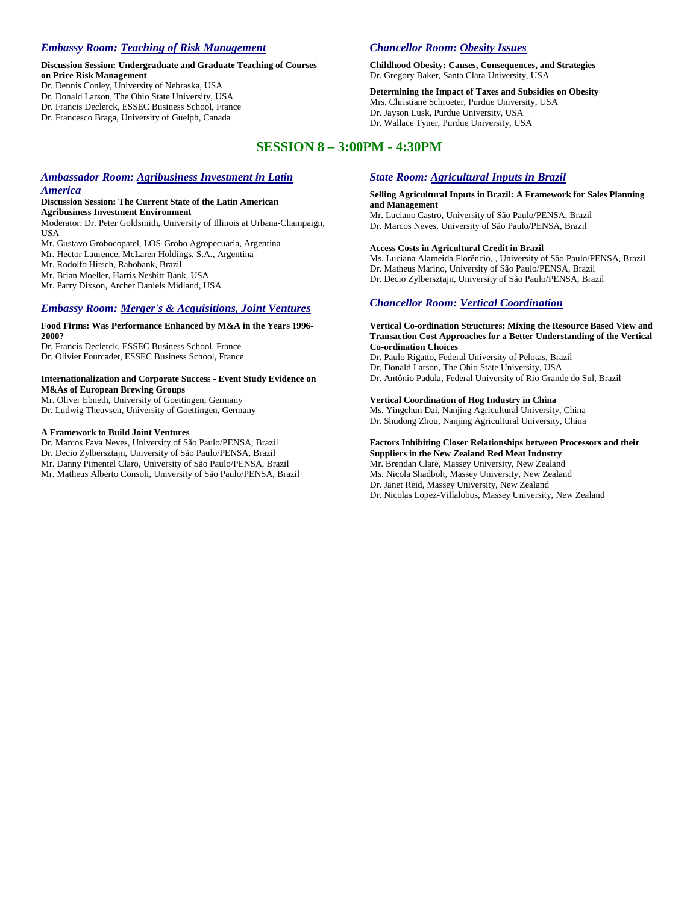### *Embassy Room: Teaching of Risk Management*

**Discussion Session: Undergraduate and Graduate Teaching of Courses on Price Risk Management**
Dr. Dennis Conley, University of Nebraska, USA
Dr. Donald Larson, The Ohio State University, USA
Dr. Francis Declerck, ESSEC Business School, France
Dr. Francesco Braga, University of Guelph, Canada

### *Chancellor Room: Obesity Issues*

**Childhood Obesity: Causes, Consequences, and Strategies**
Dr. Gregory Baker, Santa Clara University, USA

**Determining the Impact of Taxes and Subsidies on Obesity**
Mrs. Christiane Schroeter, Purdue University, USA
Dr. Jayson Lusk, Purdue University, USA
Dr. Wallace Tyner, Purdue University, USA

## SESSION 8 – 3:00PM - 4:30PM

### *Ambassador Room: Agribusiness Investment in Latin America*

**Discussion Session: The Current State of the Latin American Agribusiness Investment Environment**
Moderator: Dr. Peter Goldsmith, University of Illinois at Urbana-Champaign, USA
Mr. Gustavo Grobocopatel, LOS-Grobo Agropecuaria, Argentina
Mr. Hector Laurence, McLaren Holdings, S.A., Argentina
Mr. Rodolfo Hirsch, Rabobank, Brazil
Mr. Brian Moeller, Harris Nesbitt Bank, USA
Mr. Parry Dixson, Archer Daniels Midland, USA

### *Embassy Room: Merger's & Acquisitions, Joint Ventures*

**Food Firms: Was Performance Enhanced by M&A in the Years 1996-2000?**
Dr. Francis Declerck, ESSEC Business School, France
Dr. Olivier Fourcadet, ESSEC Business School, France

**Internationalization and Corporate Success - Event Study Evidence on M&As of European Brewing Groups**
Mr. Oliver Ebneth, University of Goettingen, Germany
Dr. Ludwig Theuvsen, University of Goettingen, Germany

**A Framework to Build Joint Ventures**
Dr. Marcos Fava Neves, University of São Paulo/PENSA, Brazil
Dr. Decio Zylbersztajn, University of São Paulo/PENSA, Brazil
Mr. Danny Pimentel Claro, University of São Paulo/PENSA, Brazil
Mr. Matheus Alberto Consoli, University of São Paulo/PENSA, Brazil

### *State Room: Agricultural Inputs in Brazil*

**Selling Agricultural Inputs in Brazil: A Framework for Sales Planning and Management**
Mr. Luciano Castro, University of São Paulo/PENSA, Brazil
Dr. Marcos Neves, University of São Paulo/PENSA, Brazil

**Access Costs in Agricultural Credit in Brazil**
Ms. Luciana Alameida Florêncio, , University of São Paulo/PENSA, Brazil
Dr. Matheus Marino, University of São Paulo/PENSA, Brazil
Dr. Decio Zylbersztajn, University of São Paulo/PENSA, Brazil

### *Chancellor Room: Vertical Coordination*

**Vertical Co-ordination Structures: Mixing the Resource Based View and Transaction Cost Approaches for a Better Understanding of the Vertical Co-ordination Choices**
Dr. Paulo Rigatto, Federal University of Pelotas, Brazil
Dr. Donald Larson, The Ohio State University, USA
Dr. Antônio Padula, Federal University of Rio Grande do Sul, Brazil

**Vertical Coordination of Hog Industry in China**
Ms. Yingchun Dai, Nanjing Agricultural University, China
Dr. Shudong Zhou, Nanjing Agricultural University, China

**Factors Inhibiting Closer Relationships between Processors and their Suppliers in the New Zealand Red Meat Industry**
Mr. Brendan Clare, Massey University, New Zealand
Ms. Nicola Shadbolt, Massey University, New Zealand
Dr. Janet Reid, Massey University, New Zealand
Dr. Nicolas Lopez-Villalobos, Massey University, New Zealand